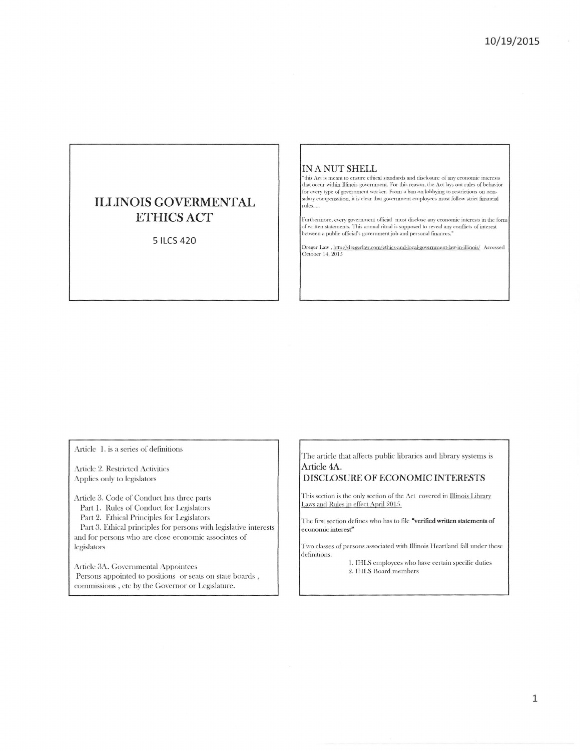# ILLINOIS GOVERMENTAL ETHICS ACT

5 ILCS 420

## IN A NUT SHELL

"this Act is meant to ensure ethical standards and disclosure of any economic interests that occur within Illinois government. For this reason, the Act lays out rules of behavior for every type of government worker. From a ban on lobbying to restrictions on non-salary compensation, it is clear that government employees must follow strict financial rules.....

Furthermore, every government official must disclose any economic interests in the form of written statements. This annual ritual is supposed to reveal any conflicts of interest between a public official's government job and personal finances."

Dreger Law , http://dregerlaw.com/ethics-and-local-government-law-in-illinois/ Accessed October 14, 2015

---

Article 1. is a series of definitions

Article 2. Restricted Activities
Applies only to legislators

Article 3. Code of Conduct has three parts
- Part 1. Rules of Conduct for Legislators
- Part 2. Ethical Principles for Legislators
- Part 3. Ethical principles for persons with legislative interests and for persons who are close economic associates of legislators

Article 3A. Governmental Appointees
Persons appointed to positions or seats on state boards , commissions , etc by the Governor or Legislature.

---

The article that affects public libraries and library systems is

## Article 4A.
## DISCLOSURE OF ECONOMIC INTERESTS

This section is the only section of the Act covered in Illinois Library Laws and Rules in effect April 2015.

The first section defines who has to file **"verified written statements of economic interest"**

Two classes of persons associated with Illinois Heartland fall under these definitions:

1. IHLS employees who have certain specific duties
2. IHLS Board members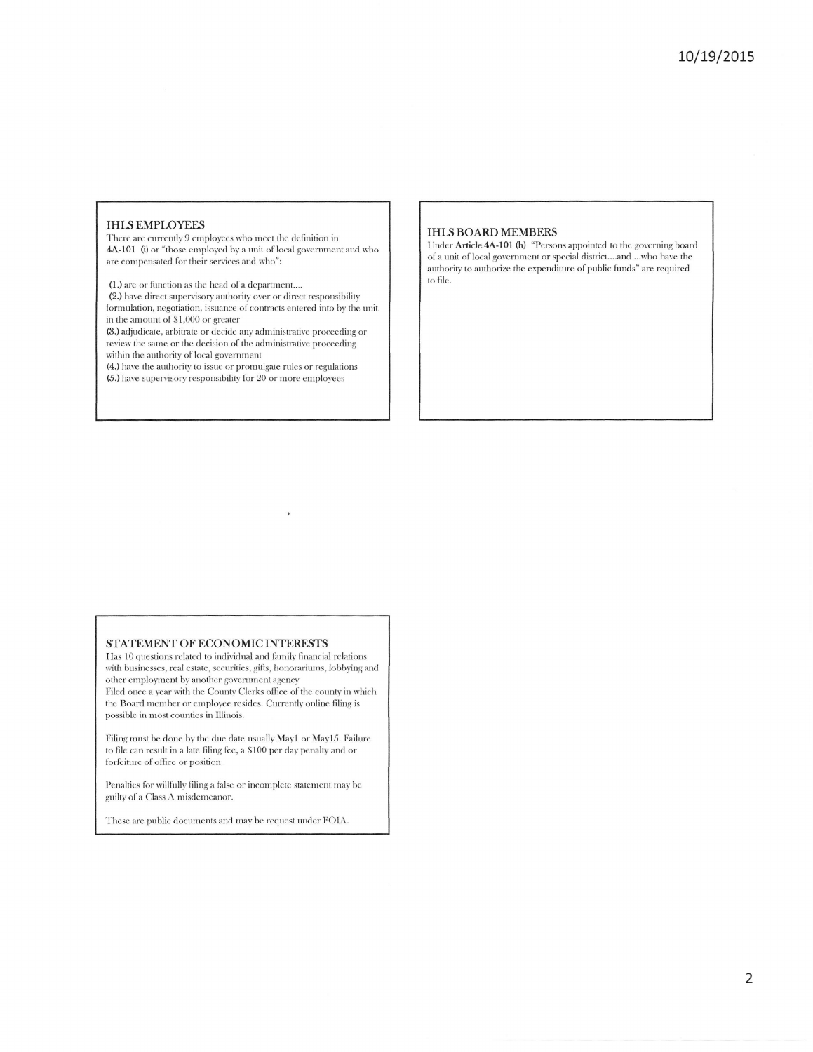## IHLS EMPLOYEES

There are currently 9 employees who meet the definition in **4A-101 (i)** or "those employed by a unit of local government and who are compensated for their services and who":

**(1.)** are or function as the head of a department....
**(2.)** have direct supervisory authority over or direct responsibility formulation, negotiation, issuance of contracts entered into by the unit in the amount of $1,000 or greater
**(3.)** adjudicate, arbitrate or decide any administrative proceeding or review the same or the decision of the administrative proceeding within the authority of local government
**(4.)** have the authority to issue or promulgate rules or regulations
**(5.)** have supervisory responsibility for 20 or more employees

## IHLS BOARD MEMBERS

Under **Article 4A-101 (h)** "Persons appointed to the governing board of a unit of local government or special district....and ...who have the authority to authorize the expenditure of public funds" are required to file.

## STATEMENT OF ECONOMIC INTERESTS

Has 10 questions related to individual and family financial relations with businesses, real estate, securities, gifts, honorariums, lobbying and other employment by another government agency
Filed once a year with the County Clerks office of the county in which the Board member or employee resides. Currently online filing is possible in most counties in Illinois.

Filing must be done by the due date usually May1 or May15. Failure to file can result in a late filing fee, a $100 per day penalty and or forfeiture of office or position.

Penalties for willfully filing a false or incomplete statement may be guilty of a Class A misdemeanor.

These are public documents and may be request under FOIA.